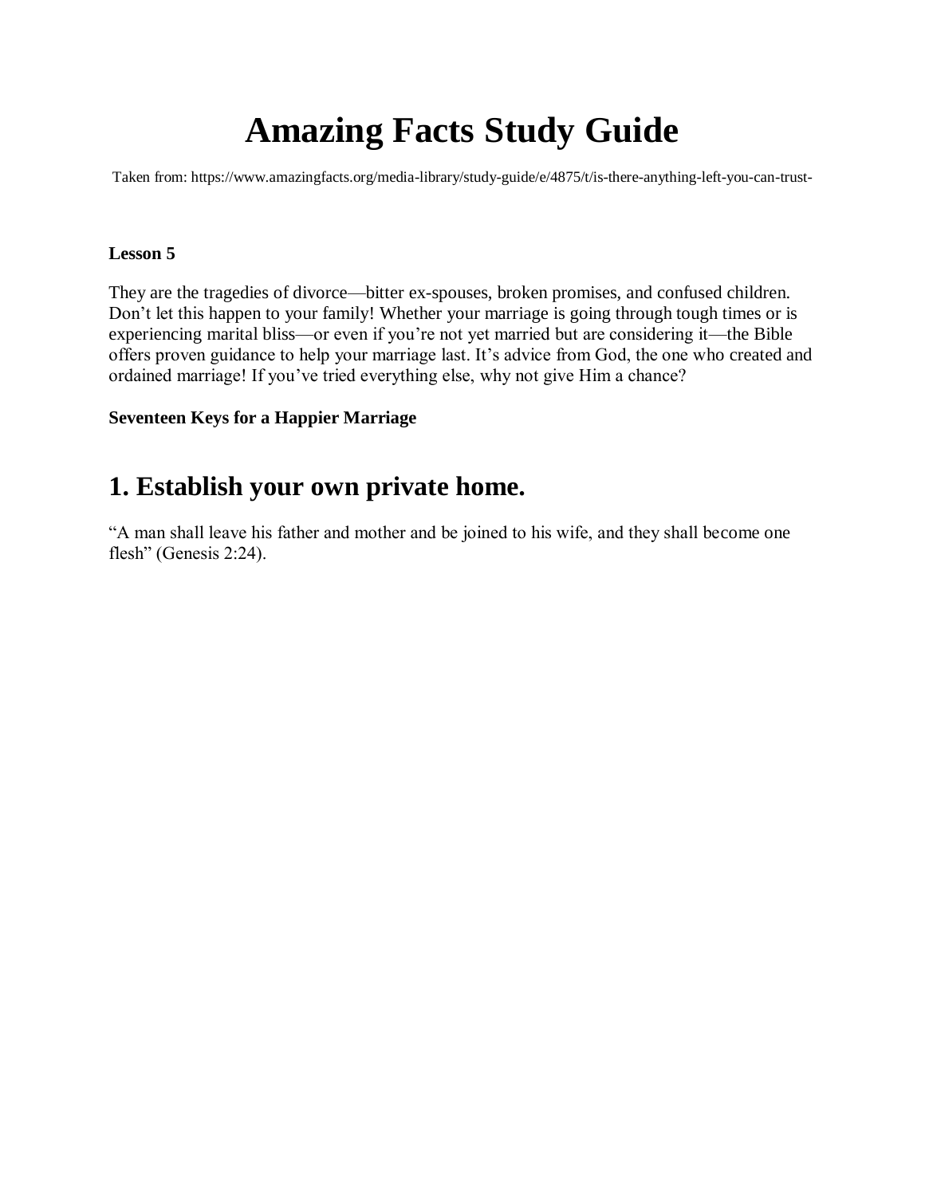# Amazing Facts Study Guide

Taken from: https://www.amazingfacts.org/media-library/study-guide/e/4875/t/is-there-anything-left-you-can-trust-

**Lesson 5**

They are the tragedies of divorce—bitter ex-spouses, broken promises, and confused children. Don't let this happen to your family! Whether your marriage is going through tough times or is experiencing marital bliss—or even if you're not yet married but are considering it—the Bible offers proven guidance to help your marriage last. It's advice from God, the one who created and ordained marriage! If you've tried everything else, why not give Him a chance?

**Seventeen Keys for a Happier Marriage**

## 1. Establish your own private home.

"A man shall leave his father and mother and be joined to his wife, and they shall become one flesh" (Genesis 2:24).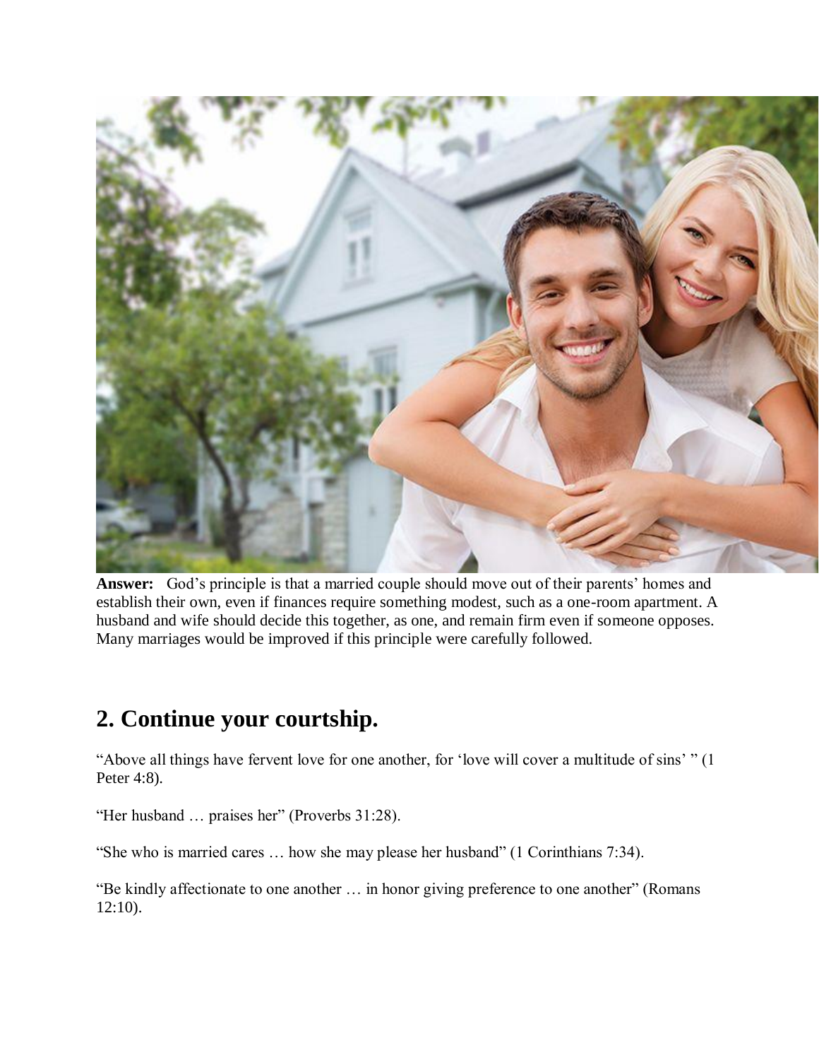**Answer:** God's principle is that a married couple should move out of their parents' homes and establish their own, even if finances require something modest, such as a one-room apartment. A husband and wife should decide this together, as one, and remain firm even if someone opposes. Many marriages would be improved if this principle were carefully followed.

## 2. Continue your courtship.

"Above all things have fervent love for one another, for 'love will cover a multitude of sins' " (1 Peter 4:8).

"Her husband … praises her" (Proverbs 31:28).

"She who is married cares … how she may please her husband" (1 Corinthians 7:34).

"Be kindly affectionate to one another … in honor giving preference to one another" (Romans 12:10).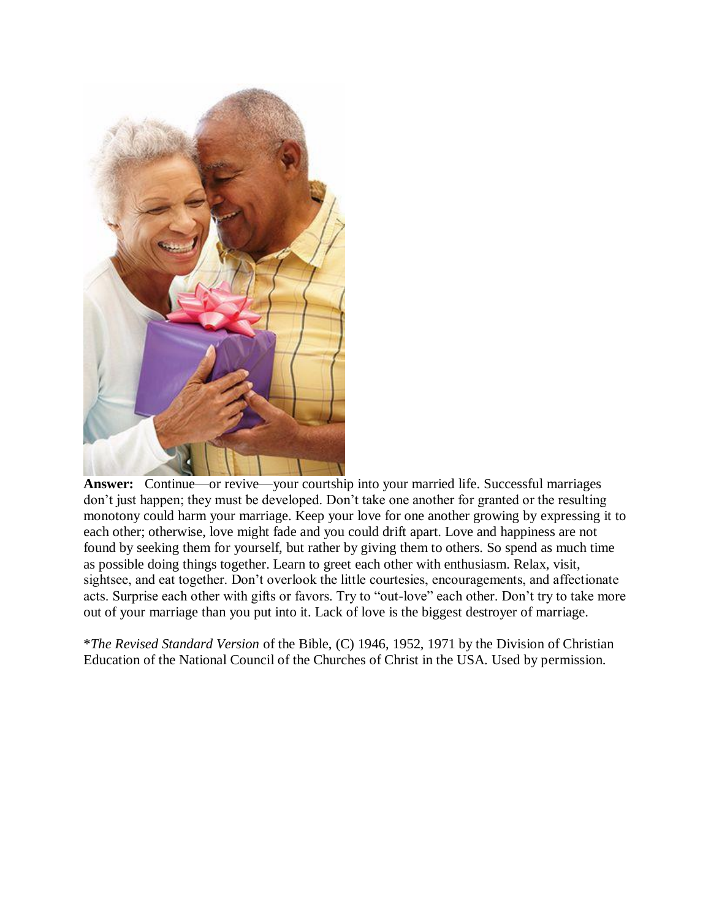**Answer:** Continue—or revive—your courtship into your married life. Successful marriages don't just happen; they must be developed. Don't take one another for granted or the resulting monotony could harm your marriage. Keep your love for one another growing by expressing it to each other; otherwise, love might fade and you could drift apart. Love and happiness are not found by seeking them for yourself, but rather by giving them to others. So spend as much time as possible doing things together. Learn to greet each other with enthusiasm. Relax, visit, sightsee, and eat together. Don't overlook the little courtesies, encouragements, and affectionate acts. Surprise each other with gifts or favors. Try to "out-love" each other. Don't try to take more out of your marriage than you put into it. Lack of love is the biggest destroyer of marriage.

**The Revised Standard Version* of the Bible, (C) 1946, 1952, 1971 by the Division of Christian Education of the National Council of the Churches of Christ in the USA. Used by permission.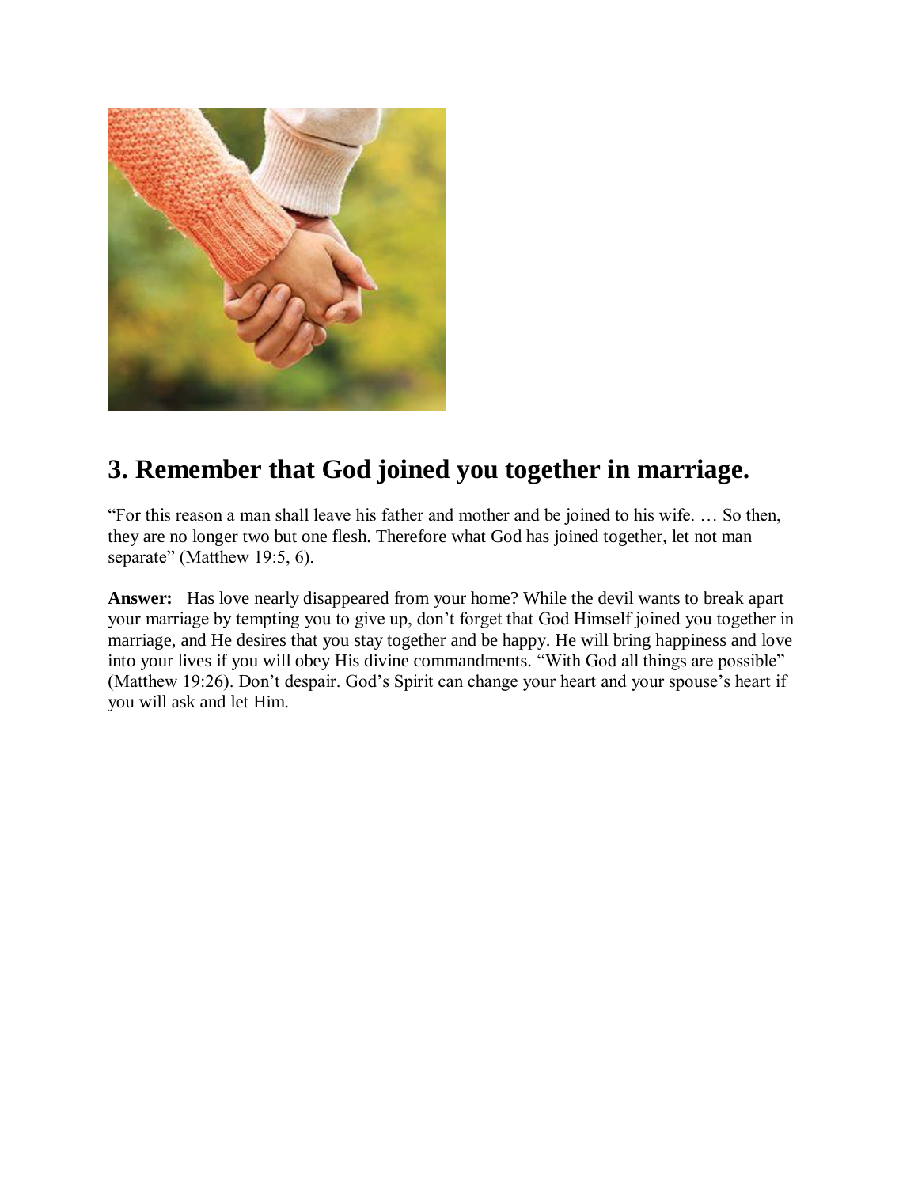## 3. Remember that God joined you together in marriage.

"For this reason a man shall leave his father and mother and be joined to his wife. … So then, they are no longer two but one flesh. Therefore what God has joined together, let not man separate" (Matthew 19:5, 6).

**Answer:** Has love nearly disappeared from your home? While the devil wants to break apart your marriage by tempting you to give up, don't forget that God Himself joined you together in marriage, and He desires that you stay together and be happy. He will bring happiness and love into your lives if you will obey His divine commandments. "With God all things are possible" (Matthew 19:26). Don't despair. God's Spirit can change your heart and your spouse's heart if you will ask and let Him.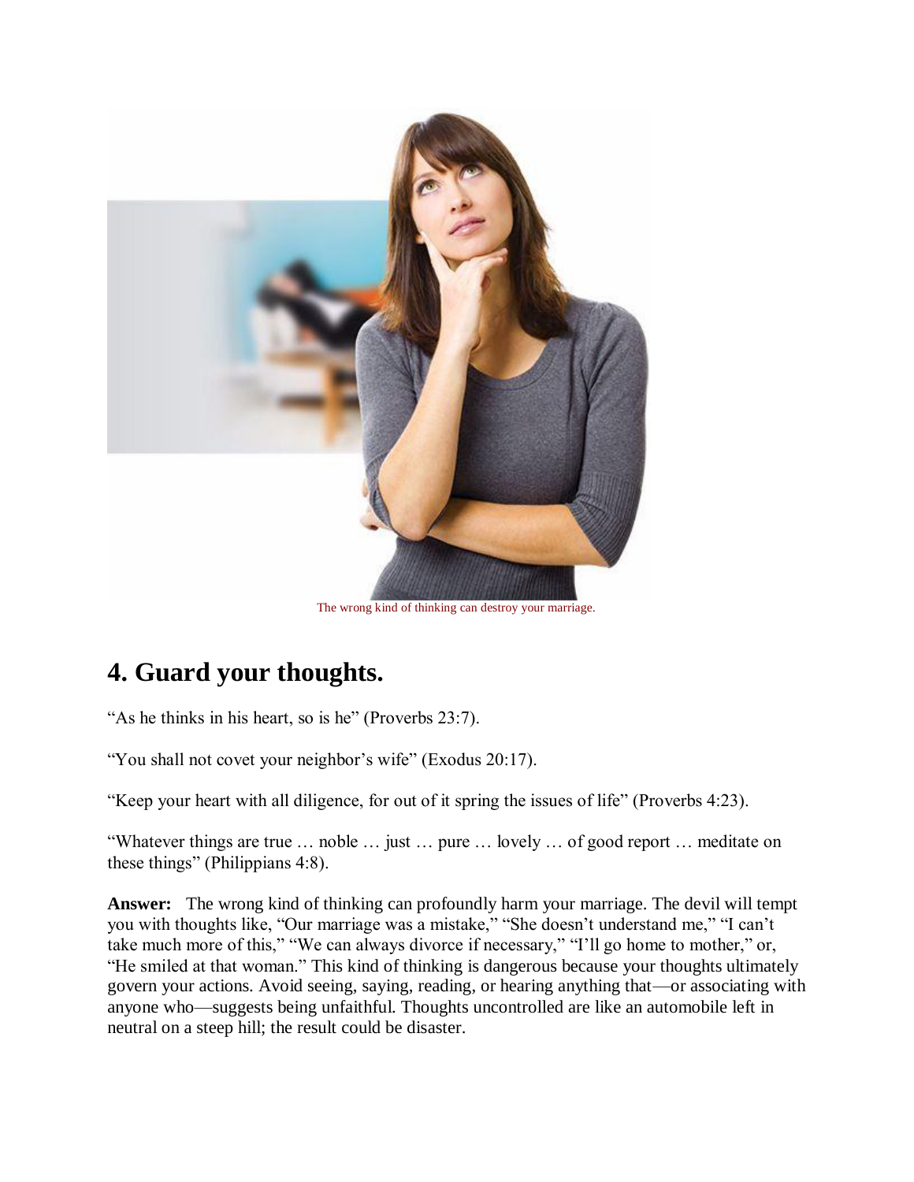The wrong kind of thinking can destroy your marriage.

## 4. Guard your thoughts.

"As he thinks in his heart, so is he" (Proverbs 23:7).

"You shall not covet your neighbor's wife" (Exodus 20:17).

"Keep your heart with all diligence, for out of it spring the issues of life" (Proverbs 4:23).

"Whatever things are true … noble … just … pure … lovely … of good report … meditate on these things" (Philippians 4:8).

**Answer:** The wrong kind of thinking can profoundly harm your marriage. The devil will tempt you with thoughts like, "Our marriage was a mistake," "She doesn't understand me," "I can't take much more of this," "We can always divorce if necessary," "I'll go home to mother," or, "He smiled at that woman." This kind of thinking is dangerous because your thoughts ultimately govern your actions. Avoid seeing, saying, reading, or hearing anything that—or associating with anyone who—suggests being unfaithful. Thoughts uncontrolled are like an automobile left in neutral on a steep hill; the result could be disaster.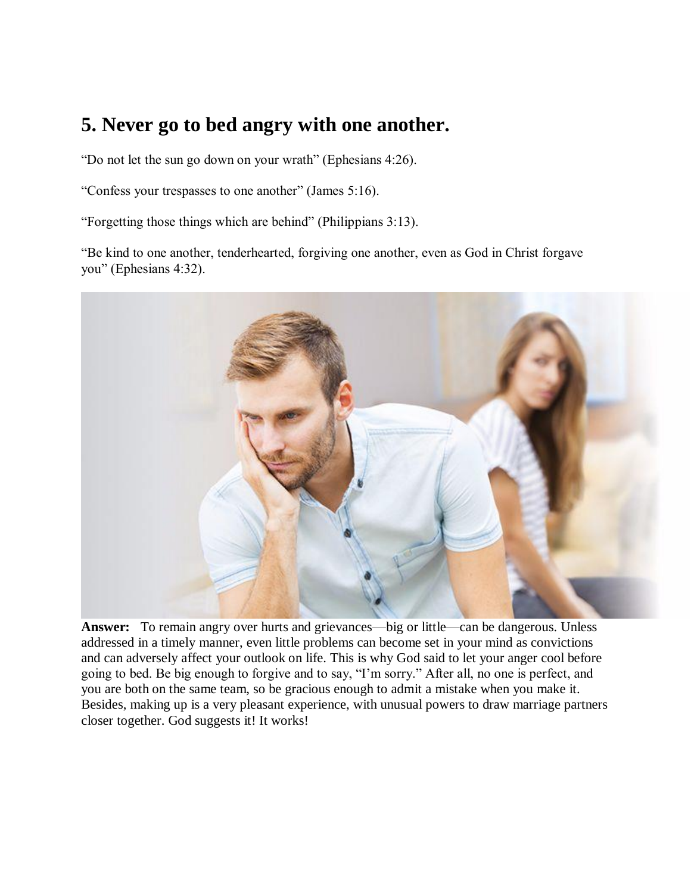## 5. Never go to bed angry with one another.

"Do not let the sun go down on your wrath" (Ephesians 4:26).

"Confess your trespasses to one another" (James 5:16).

"Forgetting those things which are behind" (Philippians 3:13).

"Be kind to one another, tenderhearted, forgiving one another, even as God in Christ forgave you" (Ephesians 4:32).

**Answer:** To remain angry over hurts and grievances—big or little—can be dangerous. Unless addressed in a timely manner, even little problems can become set in your mind as convictions and can adversely affect your outlook on life. This is why God said to let your anger cool before going to bed. Be big enough to forgive and to say, "I'm sorry." After all, no one is perfect, and you are both on the same team, so be gracious enough to admit a mistake when you make it. Besides, making up is a very pleasant experience, with unusual powers to draw marriage partners closer together. God suggests it! It works!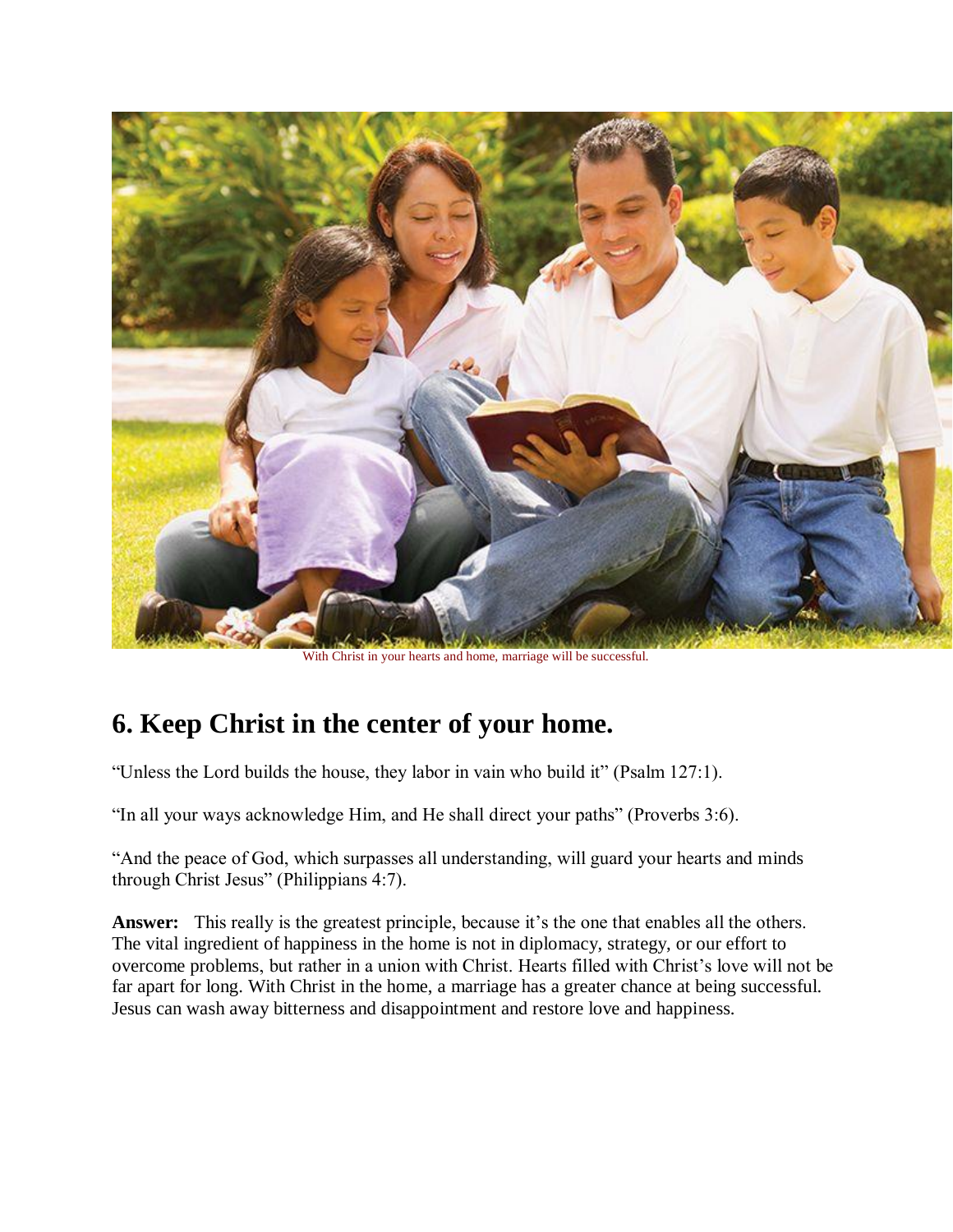With Christ in your hearts and home, marriage will be successful.

## 6. Keep Christ in the center of your home.

"Unless the Lord builds the house, they labor in vain who build it" (Psalm 127:1).

"In all your ways acknowledge Him, and He shall direct your paths" (Proverbs 3:6).

"And the peace of God, which surpasses all understanding, will guard your hearts and minds through Christ Jesus" (Philippians 4:7).

**Answer:** This really is the greatest principle, because it's the one that enables all the others. The vital ingredient of happiness in the home is not in diplomacy, strategy, or our effort to overcome problems, but rather in a union with Christ. Hearts filled with Christ's love will not be far apart for long. With Christ in the home, a marriage has a greater chance at being successful. Jesus can wash away bitterness and disappointment and restore love and happiness.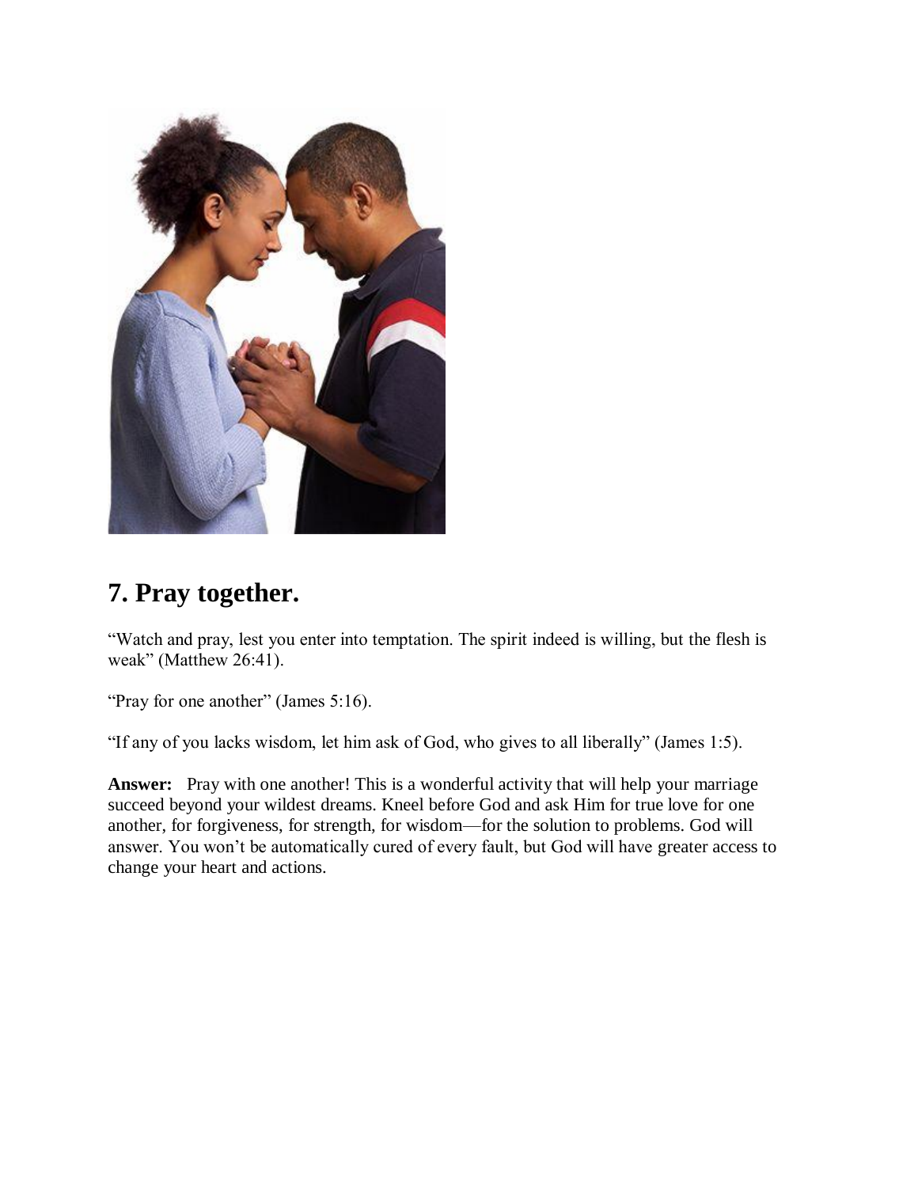## 7. Pray together.

"Watch and pray, lest you enter into temptation. The spirit indeed is willing, but the flesh is weak" (Matthew 26:41).

"Pray for one another" (James 5:16).

"If any of you lacks wisdom, let him ask of God, who gives to all liberally" (James 1:5).

**Answer:** Pray with one another! This is a wonderful activity that will help your marriage succeed beyond your wildest dreams. Kneel before God and ask Him for true love for one another, for forgiveness, for strength, for wisdom—for the solution to problems. God will answer. You won't be automatically cured of every fault, but God will have greater access to change your heart and actions.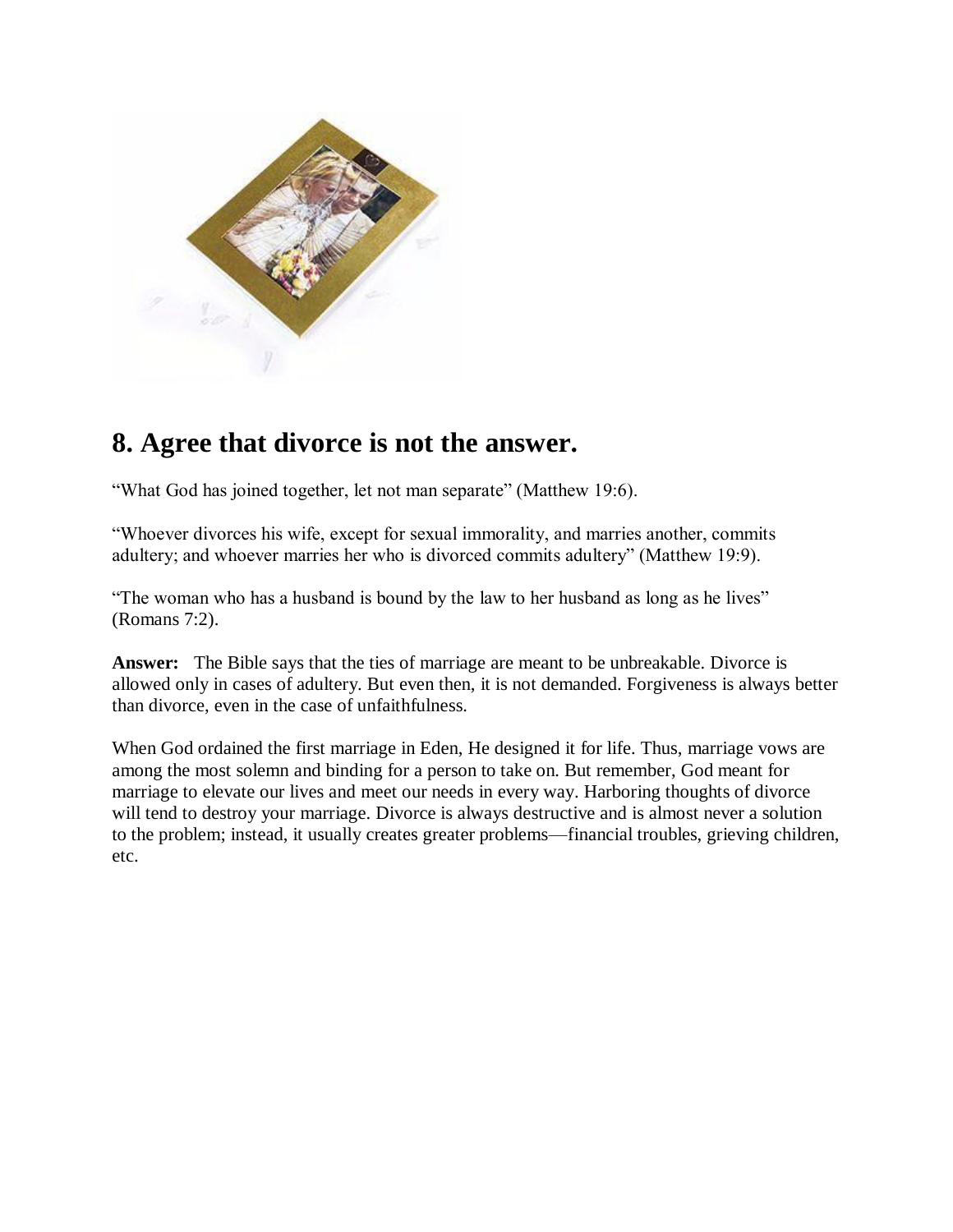## 8. Agree that divorce is not the answer.

“What God has joined together, let not man separate” (Matthew 19:6).

“Whoever divorces his wife, except for sexual immorality, and marries another, commits adultery; and whoever marries her who is divorced commits adultery” (Matthew 19:9).

“The woman who has a husband is bound by the law to her husband as long as he lives” (Romans 7:2).

**Answer:** The Bible says that the ties of marriage are meant to be unbreakable. Divorce is allowed only in cases of adultery. But even then, it is not demanded. Forgiveness is always better than divorce, even in the case of unfaithfulness.

When God ordained the first marriage in Eden, He designed it for life. Thus, marriage vows are among the most solemn and binding for a person to take on. But remember, God meant for marriage to elevate our lives and meet our needs in every way. Harboring thoughts of divorce will tend to destroy your marriage. Divorce is always destructive and is almost never a solution to the problem; instead, it usually creates greater problems—financial troubles, grieving children, etc.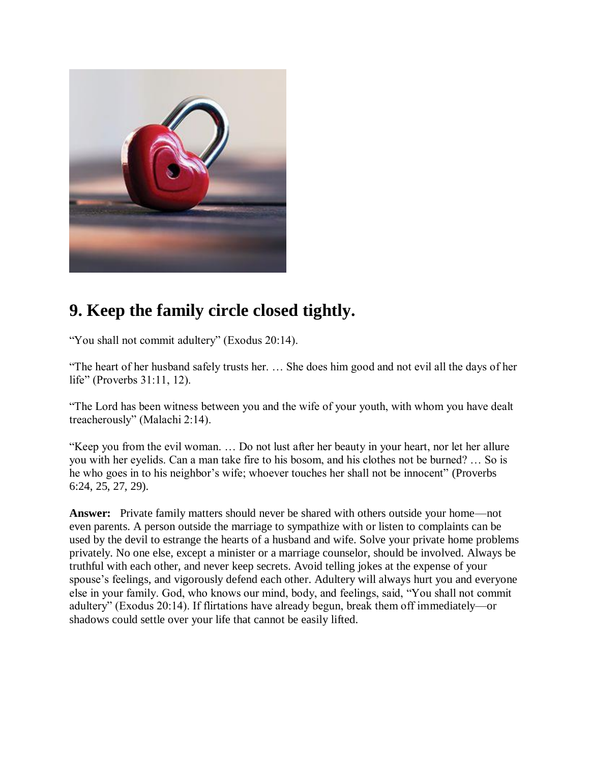## 9. Keep the family circle closed tightly.

"You shall not commit adultery" (Exodus 20:14).

"The heart of her husband safely trusts her. … She does him good and not evil all the days of her life" (Proverbs 31:11, 12).

"The Lord has been witness between you and the wife of your youth, with whom you have dealt treacherously" (Malachi 2:14).

"Keep you from the evil woman. … Do not lust after her beauty in your heart, nor let her allure you with her eyelids. Can a man take fire to his bosom, and his clothes not be burned? … So is he who goes in to his neighbor's wife; whoever touches her shall not be innocent" (Proverbs 6:24, 25, 27, 29).

**Answer:** Private family matters should never be shared with others outside your home—not even parents. A person outside the marriage to sympathize with or listen to complaints can be used by the devil to estrange the hearts of a husband and wife. Solve your private home problems privately. No one else, except a minister or a marriage counselor, should be involved. Always be truthful with each other, and never keep secrets. Avoid telling jokes at the expense of your spouse's feelings, and vigorously defend each other. Adultery will always hurt you and everyone else in your family. God, who knows our mind, body, and feelings, said, "You shall not commit adultery" (Exodus 20:14). If flirtations have already begun, break them off immediately—or shadows could settle over your life that cannot be easily lifted.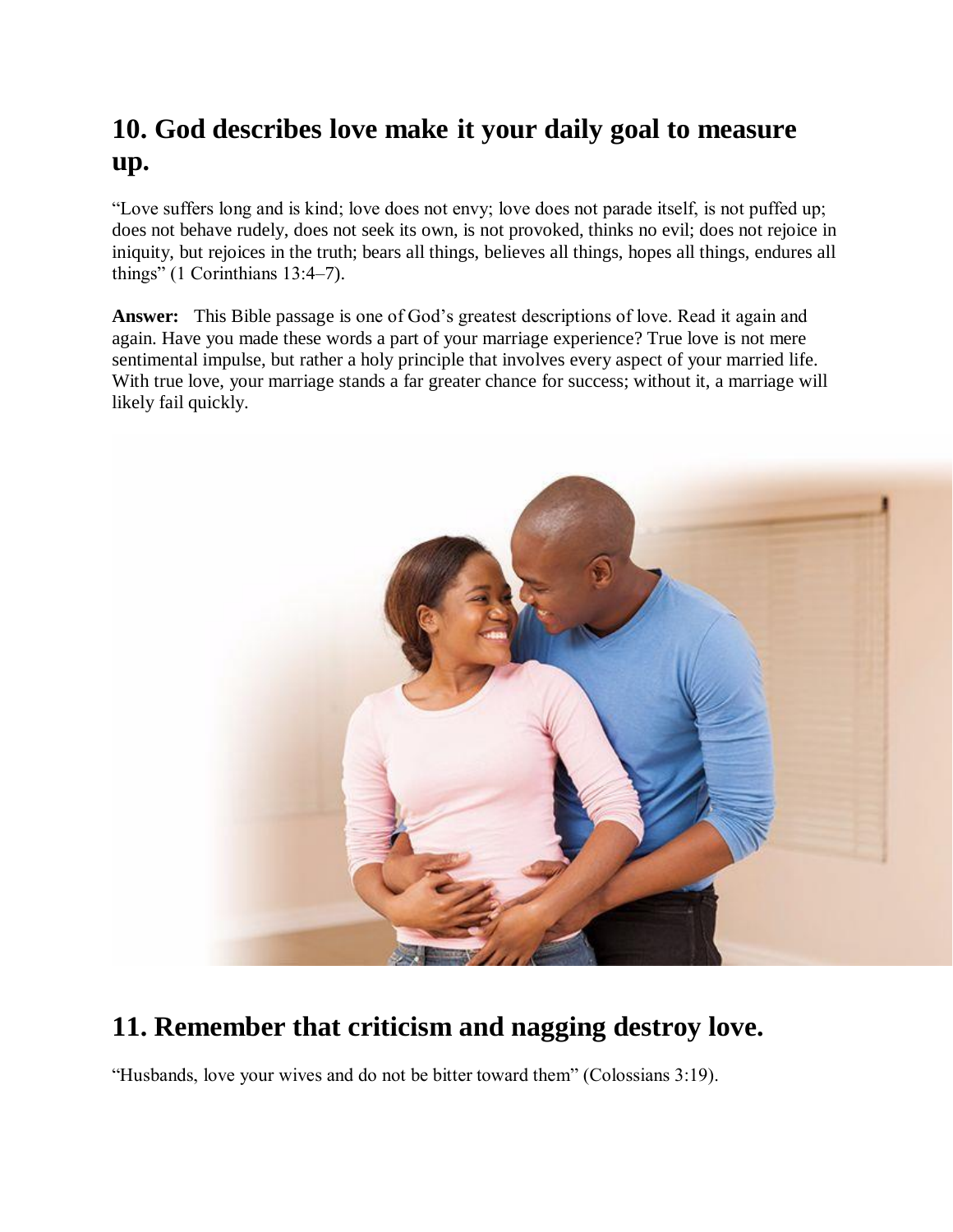## 10. God describes love make it your daily goal to measure up.

"Love suffers long and is kind; love does not envy; love does not parade itself, is not puffed up; does not behave rudely, does not seek its own, is not provoked, thinks no evil; does not rejoice in iniquity, but rejoices in the truth; bears all things, believes all things, hopes all things, endures all things" (1 Corinthians 13:4–7).

**Answer:** This Bible passage is one of God's greatest descriptions of love. Read it again and again. Have you made these words a part of your marriage experience? True love is not mere sentimental impulse, but rather a holy principle that involves every aspect of your married life. With true love, your marriage stands a far greater chance for success; without it, a marriage will likely fail quickly.

## 11. Remember that criticism and nagging destroy love.

"Husbands, love your wives and do not be bitter toward them" (Colossians 3:19).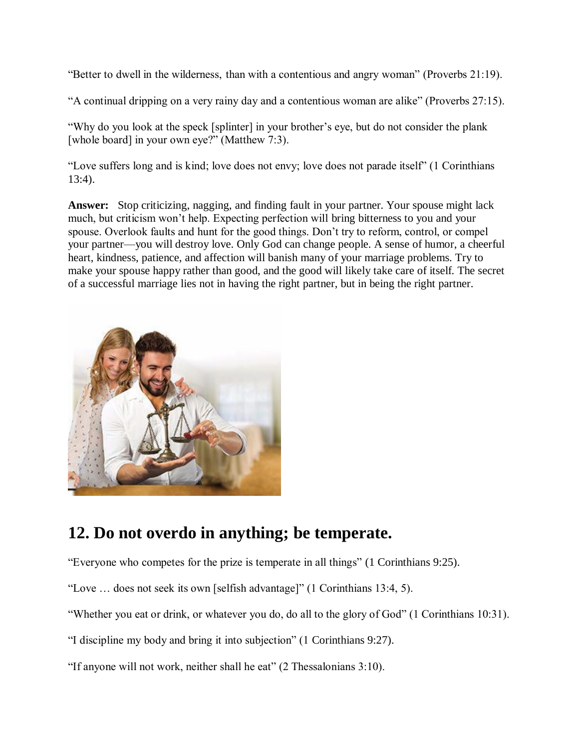"Better to dwell in the wilderness, than with a contentious and angry woman" (Proverbs 21:19).

"A continual dripping on a very rainy day and a contentious woman are alike" (Proverbs 27:15).

"Why do you look at the speck [splinter] in your brother's eye, but do not consider the plank [whole board] in your own eye?" (Matthew 7:3).

"Love suffers long and is kind; love does not envy; love does not parade itself" (1 Corinthians 13:4).

**Answer:** Stop criticizing, nagging, and finding fault in your partner. Your spouse might lack much, but criticism won't help. Expecting perfection will bring bitterness to you and your spouse. Overlook faults and hunt for the good things. Don't try to reform, control, or compel your partner—you will destroy love. Only God can change people. A sense of humor, a cheerful heart, kindness, patience, and affection will banish many of your marriage problems. Try to make your spouse happy rather than good, and the good will likely take care of itself. The secret of a successful marriage lies not in having the right partner, but in being the right partner.

## 12. Do not overdo in anything; be temperate.

"Everyone who competes for the prize is temperate in all things" (1 Corinthians 9:25).

"Love … does not seek its own [selfish advantage]" (1 Corinthians 13:4, 5).

"Whether you eat or drink, or whatever you do, do all to the glory of God" (1 Corinthians 10:31).

"I discipline my body and bring it into subjection" (1 Corinthians 9:27).

"If anyone will not work, neither shall he eat" (2 Thessalonians 3:10).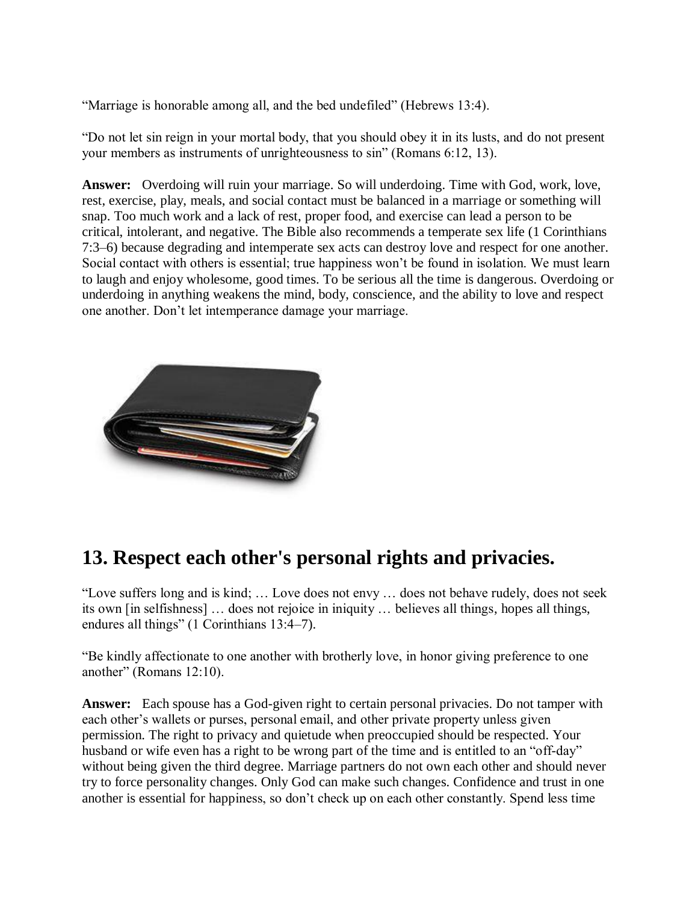"Marriage is honorable among all, and the bed undefiled" (Hebrews 13:4).

"Do not let sin reign in your mortal body, that you should obey it in its lusts, and do not present your members as instruments of unrighteousness to sin" (Romans 6:12, 13).

**Answer:** Overdoing will ruin your marriage. So will underdoing. Time with God, work, love, rest, exercise, play, meals, and social contact must be balanced in a marriage or something will snap. Too much work and a lack of rest, proper food, and exercise can lead a person to be critical, intolerant, and negative. The Bible also recommends a temperate sex life (1 Corinthians 7:3–6) because degrading and intemperate sex acts can destroy love and respect for one another. Social contact with others is essential; true happiness won't be found in isolation. We must learn to laugh and enjoy wholesome, good times. To be serious all the time is dangerous. Overdoing or underdoing in anything weakens the mind, body, conscience, and the ability to love and respect one another. Don't let intemperance damage your marriage.

## 13. Respect each other's personal rights and privacies.

"Love suffers long and is kind; … Love does not envy … does not behave rudely, does not seek its own [in selfishness] … does not rejoice in iniquity … believes all things, hopes all things, endures all things" (1 Corinthians 13:4–7).

"Be kindly affectionate to one another with brotherly love, in honor giving preference to one another" (Romans 12:10).

**Answer:** Each spouse has a God-given right to certain personal privacies. Do not tamper with each other's wallets or purses, personal email, and other private property unless given permission. The right to privacy and quietude when preoccupied should be respected. Your husband or wife even has a right to be wrong part of the time and is entitled to an "off-day" without being given the third degree. Marriage partners do not own each other and should never try to force personality changes. Only God can make such changes. Confidence and trust in one another is essential for happiness, so don't check up on each other constantly. Spend less time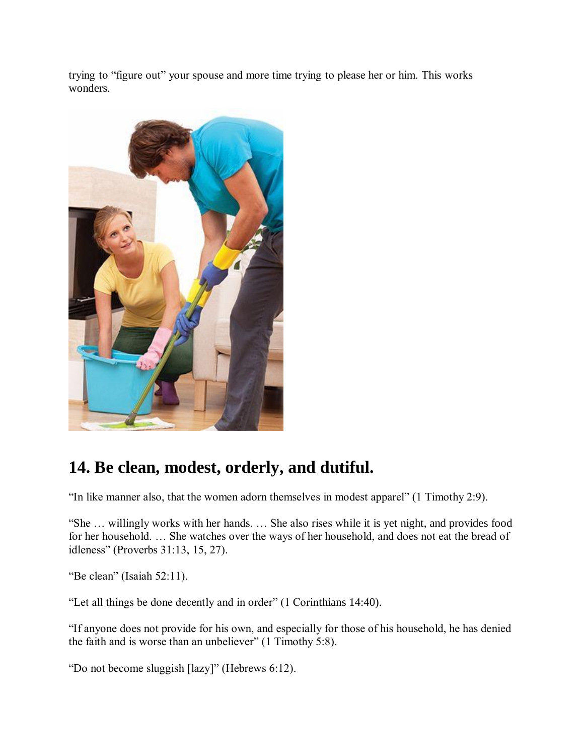trying to "figure out" your spouse and more time trying to please her or him. This works wonders.

## 14. Be clean, modest, orderly, and dutiful.

"In like manner also, that the women adorn themselves in modest apparel" (1 Timothy 2:9).

"She … willingly works with her hands. … She also rises while it is yet night, and provides food for her household. … She watches over the ways of her household, and does not eat the bread of idleness" (Proverbs 31:13, 15, 27).

"Be clean" (Isaiah 52:11).

"Let all things be done decently and in order" (1 Corinthians 14:40).

"If anyone does not provide for his own, and especially for those of his household, he has denied the faith and is worse than an unbeliever" (1 Timothy 5:8).

"Do not become sluggish [lazy]" (Hebrews 6:12).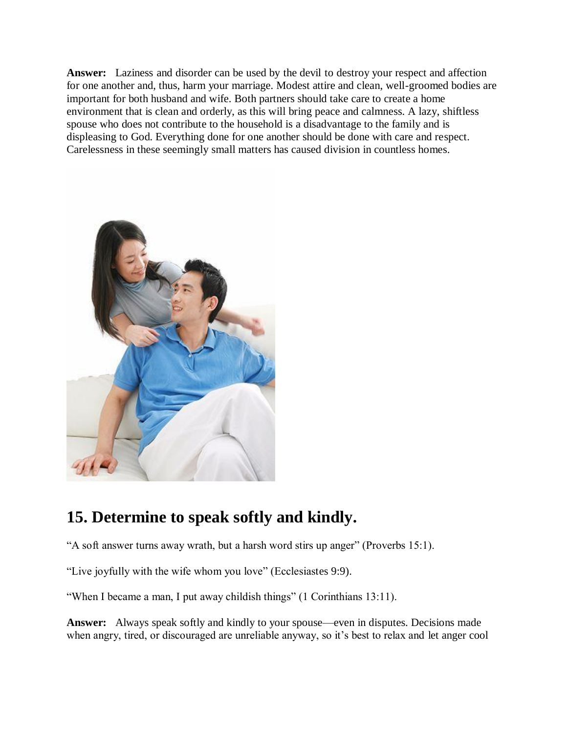**Answer:** Laziness and disorder can be used by the devil to destroy your respect and affection for one another and, thus, harm your marriage. Modest attire and clean, well-groomed bodies are important for both husband and wife. Both partners should take care to create a home environment that is clean and orderly, as this will bring peace and calmness. A lazy, shiftless spouse who does not contribute to the household is a disadvantage to the family and is displeasing to God. Everything done for one another should be done with care and respect. Carelessness in these seemingly small matters has caused division in countless homes.

## 15. Determine to speak softly and kindly.

"A soft answer turns away wrath, but a harsh word stirs up anger" (Proverbs 15:1).

"Live joyfully with the wife whom you love" (Ecclesiastes 9:9).

"When I became a man, I put away childish things" (1 Corinthians 13:11).

**Answer:** Always speak softly and kindly to your spouse—even in disputes. Decisions made when angry, tired, or discouraged are unreliable anyway, so it's best to relax and let anger cool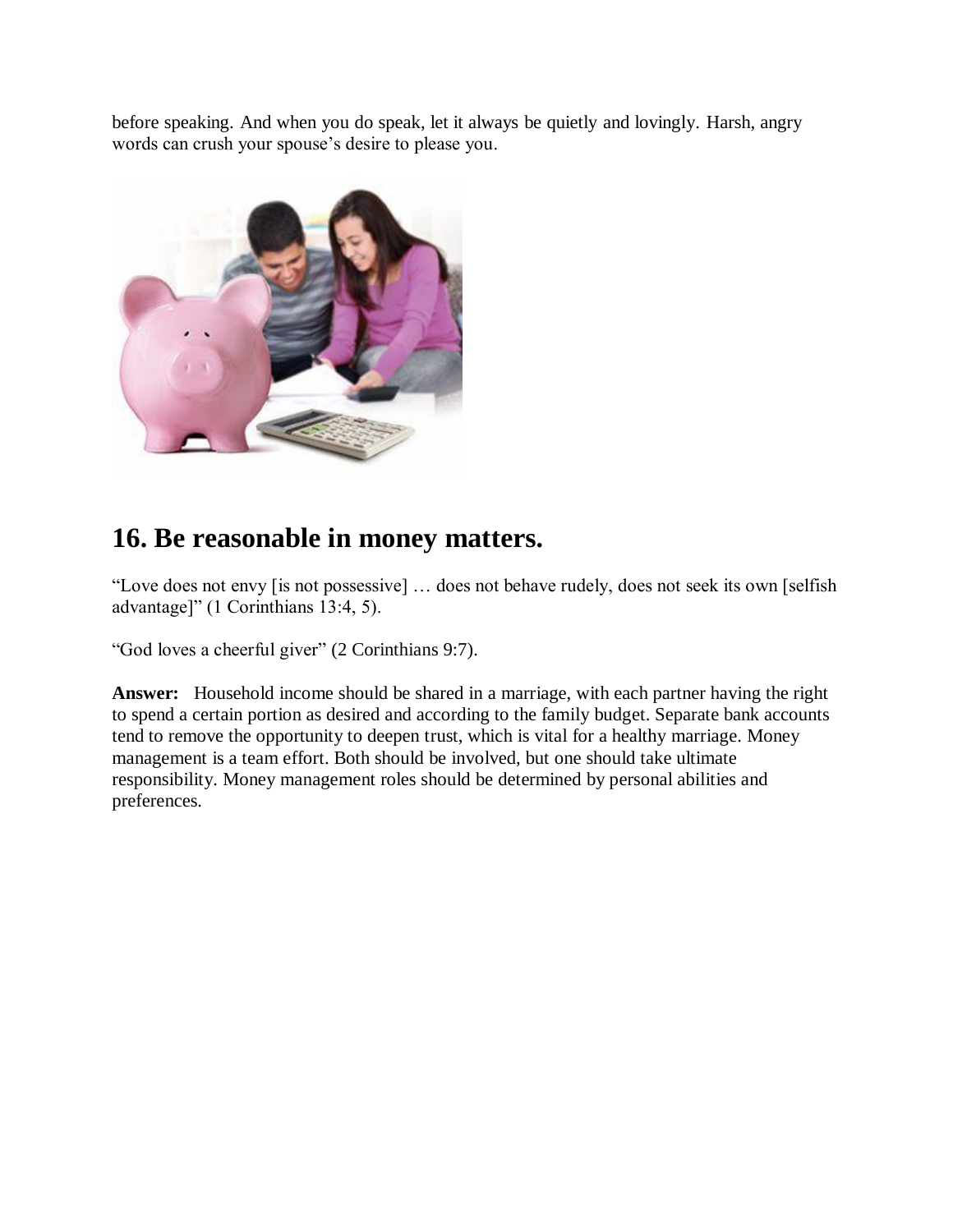before speaking. And when you do speak, let it always be quietly and lovingly. Harsh, angry words can crush your spouse's desire to please you.

## 16. Be reasonable in money matters.

"Love does not envy [is not possessive] … does not behave rudely, does not seek its own [selfish advantage]" (1 Corinthians 13:4, 5).

"God loves a cheerful giver" (2 Corinthians 9:7).

**Answer:** Household income should be shared in a marriage, with each partner having the right to spend a certain portion as desired and according to the family budget. Separate bank accounts tend to remove the opportunity to deepen trust, which is vital for a healthy marriage. Money management is a team effort. Both should be involved, but one should take ultimate responsibility. Money management roles should be determined by personal abilities and preferences.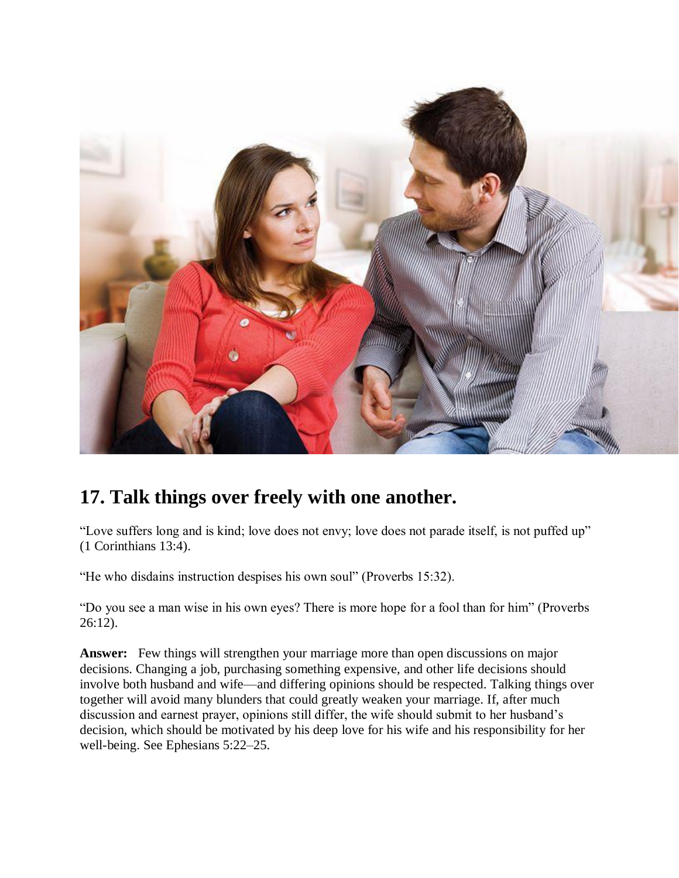## 17. Talk things over freely with one another.

“Love suffers long and is kind; love does not envy; love does not parade itself, is not puffed up” (1 Corinthians 13:4).

“He who disdains instruction despises his own soul” (Proverbs 15:32).

“Do you see a man wise in his own eyes? There is more hope for a fool than for him” (Proverbs 26:12).

**Answer:** Few things will strengthen your marriage more than open discussions on major decisions. Changing a job, purchasing something expensive, and other life decisions should involve both husband and wife—and differing opinions should be respected. Talking things over together will avoid many blunders that could greatly weaken your marriage. If, after much discussion and earnest prayer, opinions still differ, the wife should submit to her husband’s decision, which should be motivated by his deep love for his wife and his responsibility for her well-being. See Ephesians 5:22–25.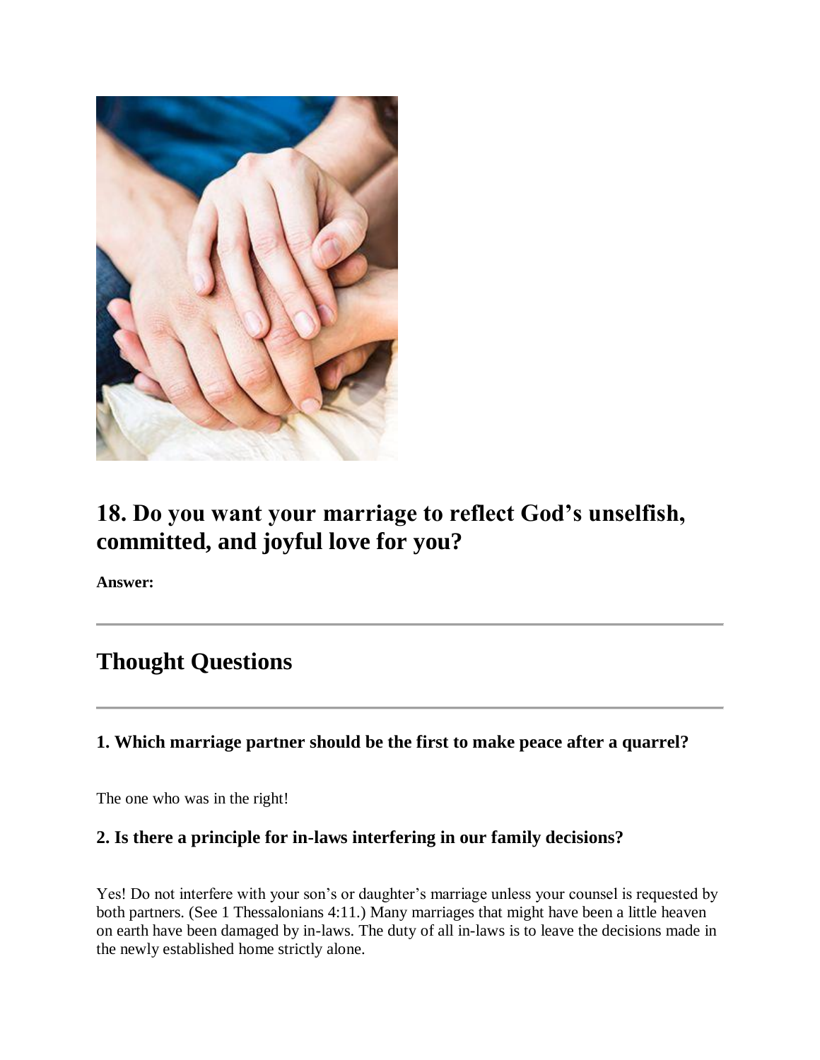## 18. Do you want your marriage to reflect God's unselfish, committed, and joyful love for you?

**Answer:**

---

## Thought Questions

---

### 1. Which marriage partner should be the first to make peace after a quarrel?

The one who was in the right!

### 2. Is there a principle for in-laws interfering in our family decisions?

Yes! Do not interfere with your son's or daughter's marriage unless your counsel is requested by both partners. (See 1 Thessalonians 4:11.) Many marriages that might have been a little heaven on earth have been damaged by in-laws. The duty of all in-laws is to leave the decisions made in the newly established home strictly alone.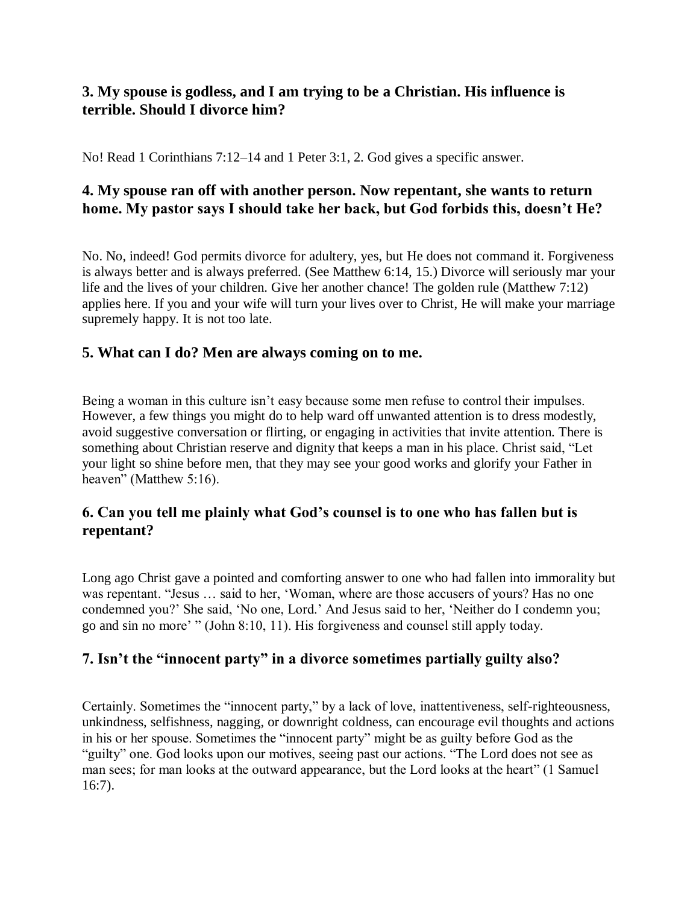### 3. My spouse is godless, and I am trying to be a Christian. His influence is terrible. Should I divorce him?

No! Read 1 Corinthians 7:12–14 and 1 Peter 3:1, 2. God gives a specific answer.

### 4. My spouse ran off with another person. Now repentant, she wants to return home. My pastor says I should take her back, but God forbids this, doesn't He?

No. No, indeed! God permits divorce for adultery, yes, but He does not command it. Forgiveness is always better and is always preferred. (See Matthew 6:14, 15.) Divorce will seriously mar your life and the lives of your children. Give her another chance! The golden rule (Matthew 7:12) applies here. If you and your wife will turn your lives over to Christ, He will make your marriage supremely happy. It is not too late.

### 5. What can I do? Men are always coming on to me.

Being a woman in this culture isn't easy because some men refuse to control their impulses. However, a few things you might do to help ward off unwanted attention is to dress modestly, avoid suggestive conversation or flirting, or engaging in activities that invite attention. There is something about Christian reserve and dignity that keeps a man in his place. Christ said, "Let your light so shine before men, that they may see your good works and glorify your Father in heaven" (Matthew 5:16).

### 6. Can you tell me plainly what God's counsel is to one who has fallen but is repentant?

Long ago Christ gave a pointed and comforting answer to one who had fallen into immorality but was repentant. "Jesus … said to her, 'Woman, where are those accusers of yours? Has no one condemned you?' She said, 'No one, Lord.' And Jesus said to her, 'Neither do I condemn you; go and sin no more' " (John 8:10, 11). His forgiveness and counsel still apply today.

### 7. Isn't the "innocent party" in a divorce sometimes partially guilty also?

Certainly. Sometimes the "innocent party," by a lack of love, inattentiveness, self-righteousness, unkindness, selfishness, nagging, or downright coldness, can encourage evil thoughts and actions in his or her spouse. Sometimes the "innocent party" might be as guilty before God as the "guilty" one. God looks upon our motives, seeing past our actions. "The Lord does not see as man sees; for man looks at the outward appearance, but the Lord looks at the heart" (1 Samuel 16:7).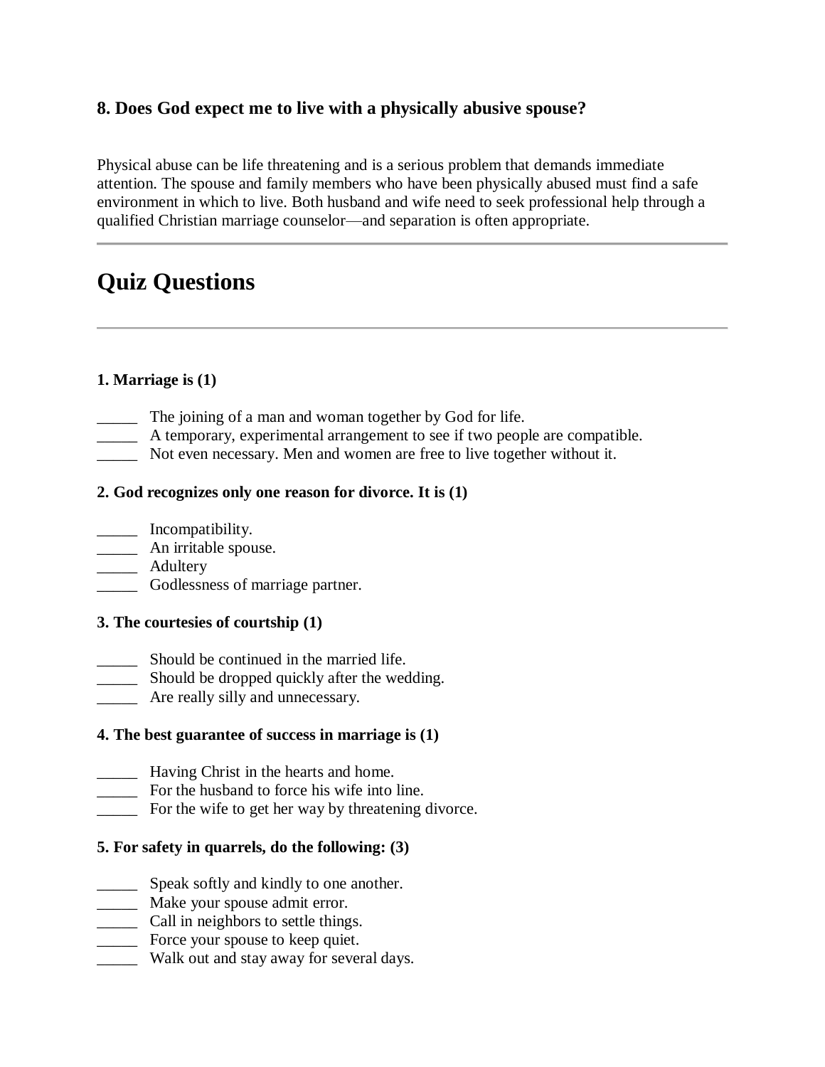### 8. Does God expect me to live with a physically abusive spouse?

Physical abuse can be life threatening and is a serious problem that demands immediate attention. The spouse and family members who have been physically abused must find a safe environment in which to live. Both husband and wife need to seek professional help through a qualified Christian marriage counselor—and separation is often appropriate.

---

## Quiz Questions

---

**1. Marriage is (1)**

_____ The joining of a man and woman together by God for life.
_____ A temporary, experimental arrangement to see if two people are compatible.
_____ Not even necessary. Men and women are free to live together without it.

**2. God recognizes only one reason for divorce. It is (1)**

_____ Incompatibility.
_____ An irritable spouse.
_____ Adultery
_____ Godlessness of marriage partner.

**3. The courtesies of courtship (1)**

_____ Should be continued in the married life.
_____ Should be dropped quickly after the wedding.
_____ Are really silly and unnecessary.

**4. The best guarantee of success in marriage is (1)**

_____ Having Christ in the hearts and home.
_____ For the husband to force his wife into line.
_____ For the wife to get her way by threatening divorce.

**5. For safety in quarrels, do the following: (3)**

_____ Speak softly and kindly to one another.
_____ Make your spouse admit error.
_____ Call in neighbors to settle things.
_____ Force your spouse to keep quiet.
_____ Walk out and stay away for several days.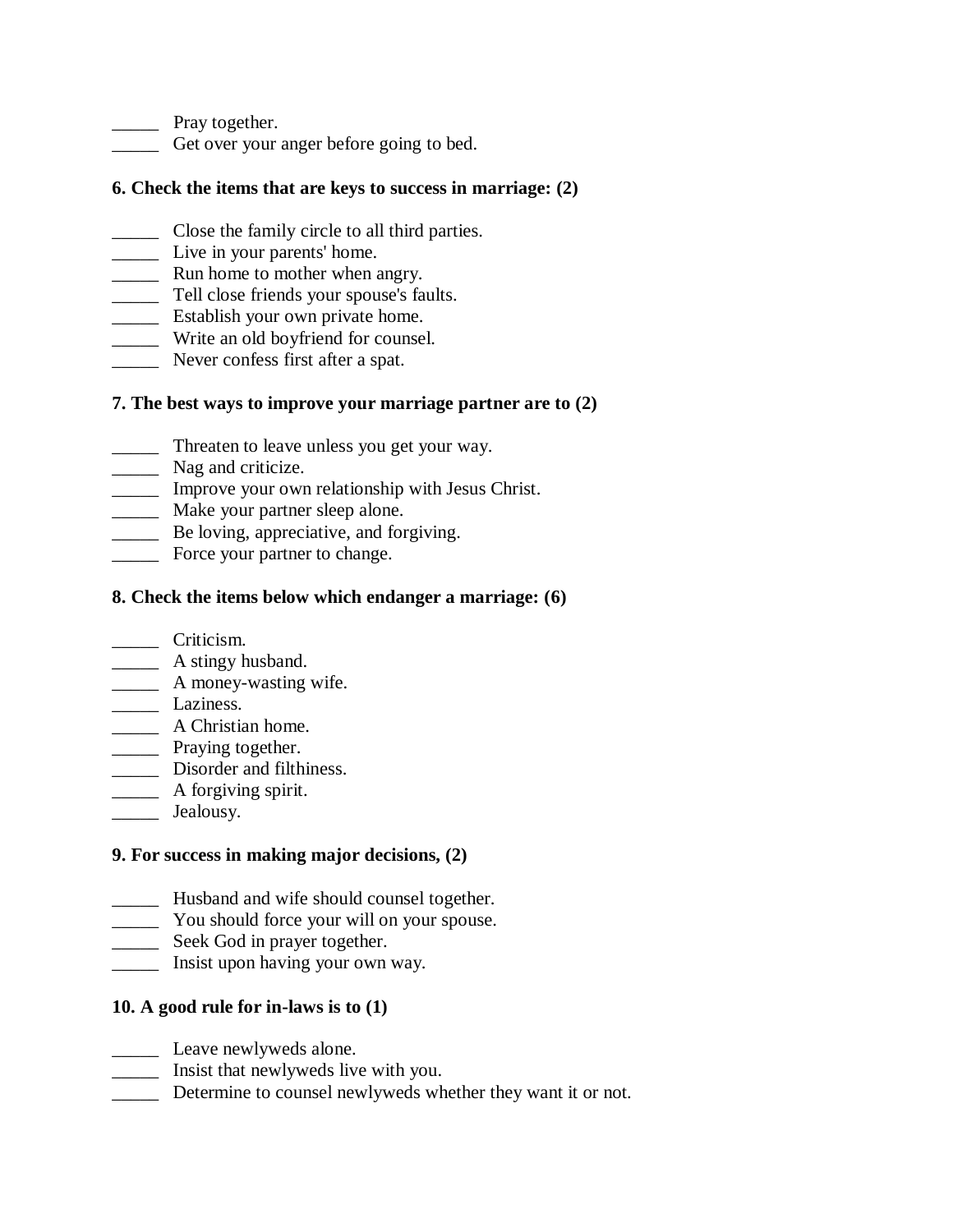_____ Pray together.
_____ Get over your anger before going to bed.

**6. Check the items that are keys to success in marriage: (2)**

_____ Close the family circle to all third parties.
_____ Live in your parents' home.
_____ Run home to mother when angry.
_____ Tell close friends your spouse's faults.
_____ Establish your own private home.
_____ Write an old boyfriend for counsel.
_____ Never confess first after a spat.

**7. The best ways to improve your marriage partner are to (2)**

_____ Threaten to leave unless you get your way.
_____ Nag and criticize.
_____ Improve your own relationship with Jesus Christ.
_____ Make your partner sleep alone.
_____ Be loving, appreciative, and forgiving.
_____ Force your partner to change.

**8. Check the items below which endanger a marriage: (6)**

_____ Criticism.
_____ A stingy husband.
_____ A money-wasting wife.
_____ Laziness.
_____ A Christian home.
_____ Praying together.
_____ Disorder and filthiness.
_____ A forgiving spirit.
_____ Jealousy.

**9. For success in making major decisions, (2)**

_____ Husband and wife should counsel together.
_____ You should force your will on your spouse.
_____ Seek God in prayer together.
_____ Insist upon having your own way.

**10. A good rule for in-laws is to (1)**

_____ Leave newlyweds alone.
_____ Insist that newlyweds live with you.
_____ Determine to counsel newlyweds whether they want it or not.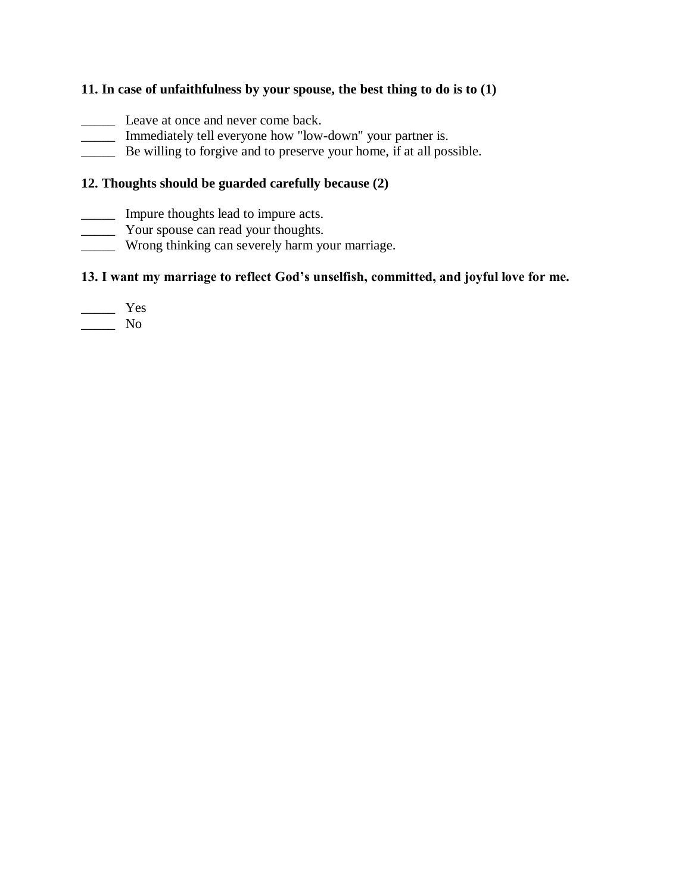**11. In case of unfaithfulness by your spouse, the best thing to do is to (1)**

_____ Leave at once and never come back.
_____ Immediately tell everyone how "low-down" your partner is.
_____ Be willing to forgive and to preserve your home, if at all possible.

**12. Thoughts should be guarded carefully because (2)**

_____ Impure thoughts lead to impure acts.
_____ Your spouse can read your thoughts.
_____ Wrong thinking can severely harm your marriage.

**13. I want my marriage to reflect God's unselfish, committed, and joyful love for me.**

_____ Yes
_____ No